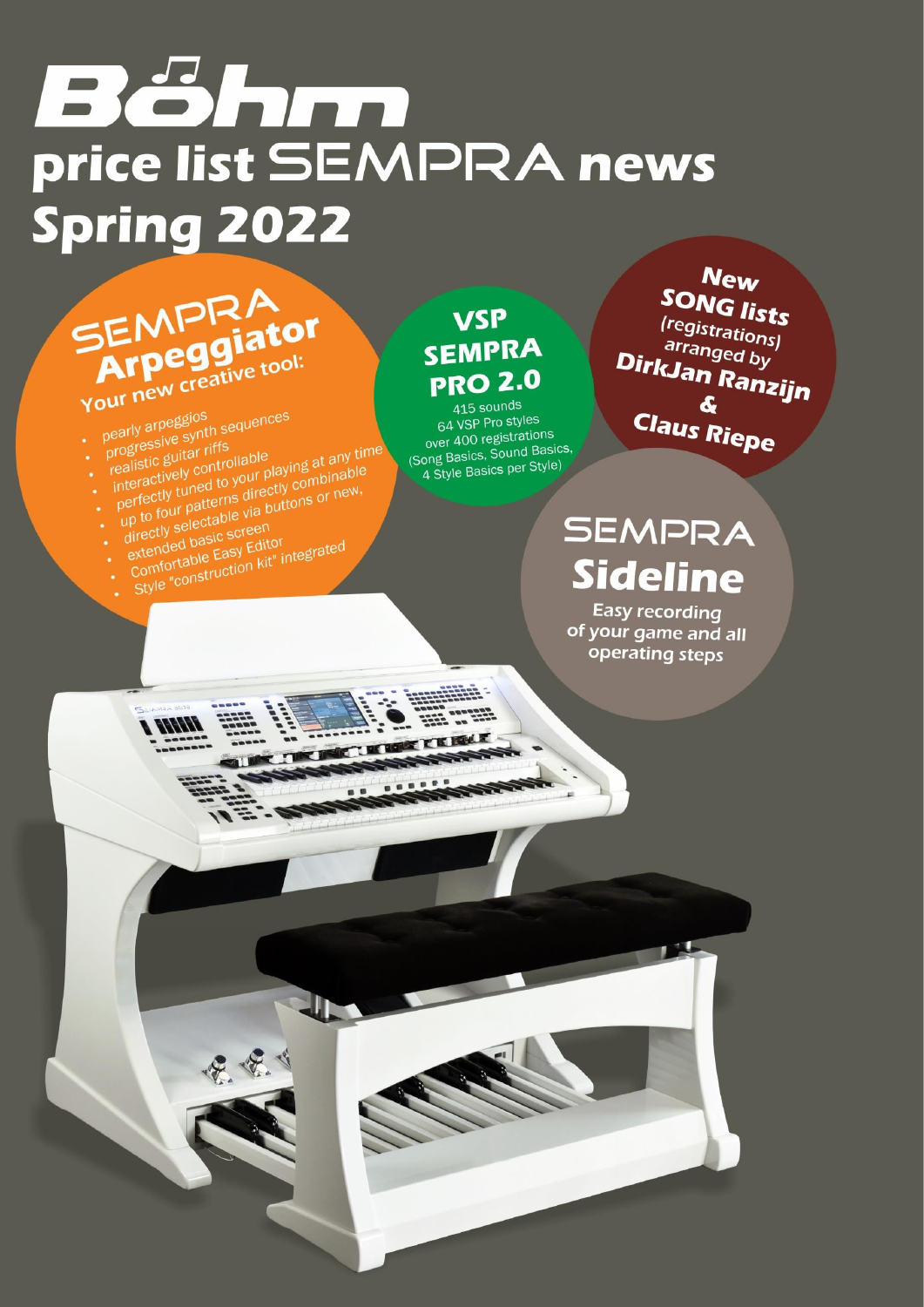# Böhm

# price list SEMPRA news Spring 2022

## SEMPRA Arpeggiator

**Your new creative tool:**

- pearly arpeggios
- progressive synth sequences
- realistic guitar riffs
- interactively controllable
- perfectly tuned to your playing at any time
- up to four patterns directly combinable
- directly selectable via buttons or new,
- extended basic screen
- Comfortable Easy Editor
- Style "construction kit" integrated

## VSP SEMPRA PRO 2.0

415 sounds
64 VSP Pro styles
over 400 registrations
(Song Basics, Sound Basics, 4 Style Basics per Style)

## New SONG lists

(registrations)
arranged by
**DirkJan Ranzijn & Claus Riepe**

## SEMPRA Sideline

Easy recording of your game and all operating steps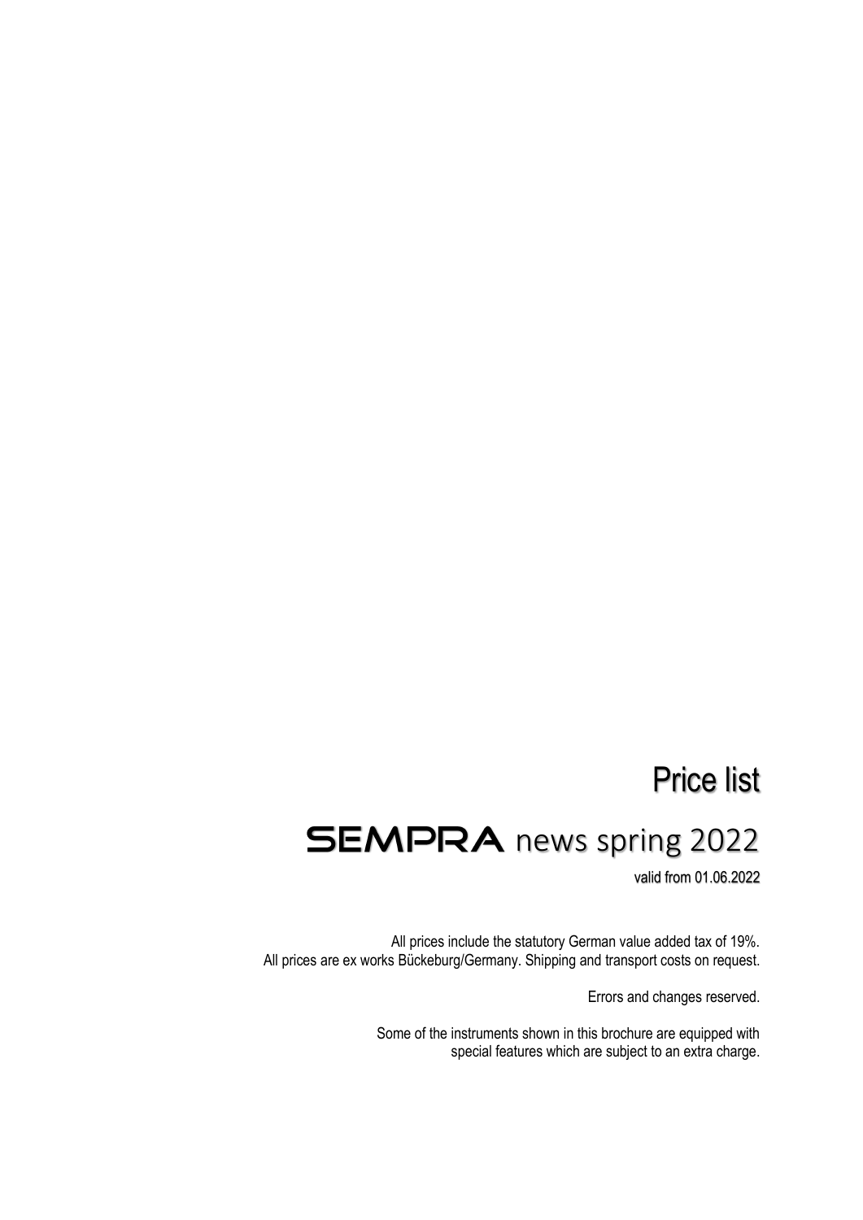# Price list

# SEMPRA news spring 2022

valid from 01.06.2022

All prices include the statutory German value added tax of 19%.
All prices are ex works Bückeburg/Germany. Shipping and transport costs on request.

Errors and changes reserved.

Some of the instruments shown in this brochure are equipped with special features which are subject to an extra charge.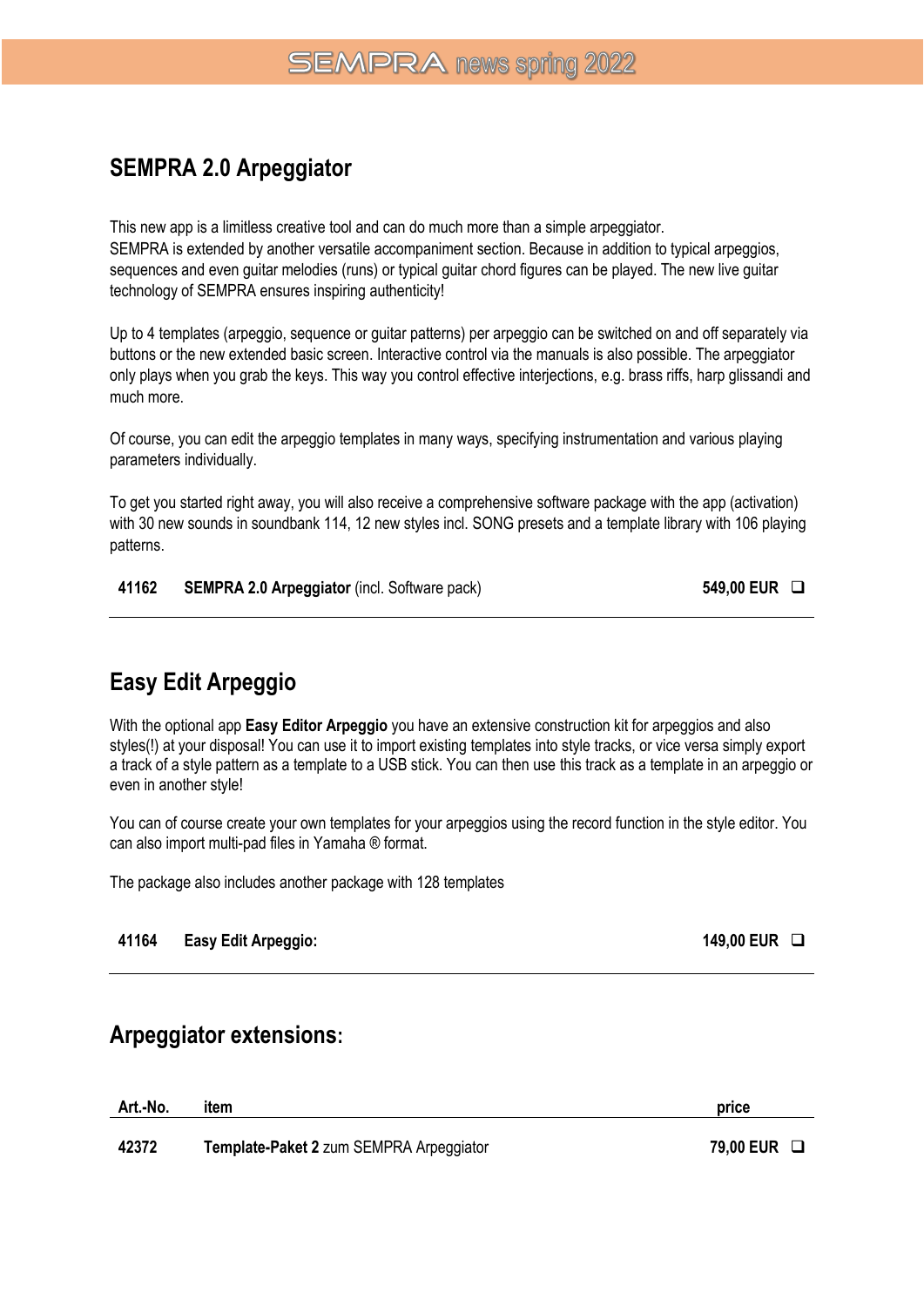## SEMPRA 2.0 Arpeggiator

This new app is a limitless creative tool and can do much more than a simple arpeggiator.
SEMPRA is extended by another versatile accompaniment section. Because in addition to typical arpeggios, sequences and even guitar melodies (runs) or typical guitar chord figures can be played. The new live guitar technology of SEMPRA ensures inspiring authenticity!

Up to 4 templates (arpeggio, sequence or guitar patterns) per arpeggio can be switched on and off separately via buttons or the new extended basic screen. Interactive control via the manuals is also possible. The arpeggiator only plays when you grab the keys. This way you control effective interjections, e.g. brass riffs, harp glissandi and much more.

Of course, you can edit the arpeggio templates in many ways, specifying instrumentation and various playing parameters individually.

To get you started right away, you will also receive a comprehensive software package with the app (activation) with 30 new sounds in soundbank 114, 12 new styles incl. SONG presets and a template library with 106 playing patterns.

| | | |
|---|---|---|
| **41162** | **SEMPRA 2.0 Arpeggiator** (incl. Software pack) | **549,00 EUR** ❑ |

## Easy Edit Arpeggio

With the optional app **Easy Editor Arpeggio** you have an extensive construction kit for arpeggios and also styles(!) at your disposal! You can use it to import existing templates into style tracks, or vice versa simply export a track of a style pattern as a template to a USB stick. You can then use this track as a template in an arpeggio or even in another style!

You can of course create your own templates for your arpeggios using the record function in the style editor. You can also import multi-pad files in Yamaha ® format.

The package also includes another package with 128 templates

| | | |
|---|---|---|
| **41164** | **Easy Edit Arpeggio:** | **149,00 EUR** ❑ |

## Arpeggiator extensions:

| Art.-No. | item | price |
|---|---|---|
| **42372** | **Template-Paket 2** zum SEMPRA Arpeggiator | **79,00 EUR** ❑ |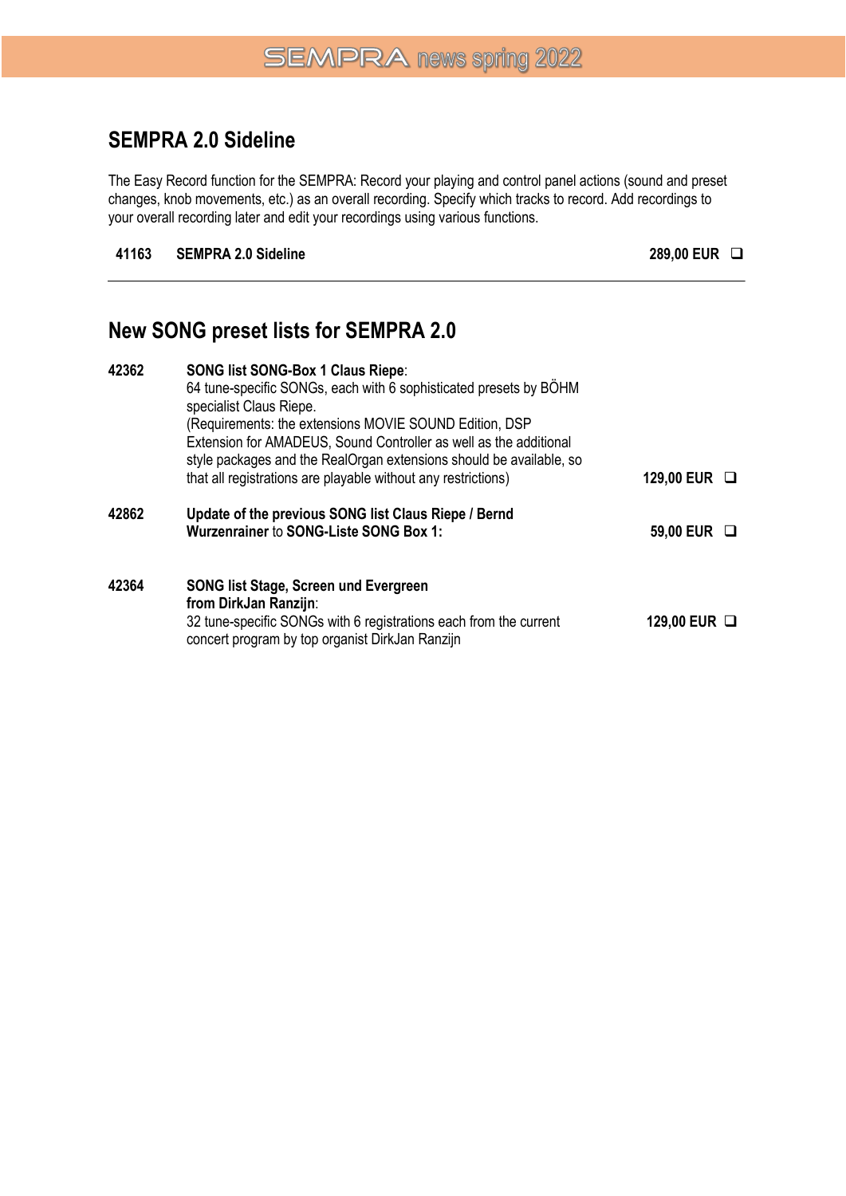## SEMPRA 2.0 Sideline

The Easy Record function for the SEMPRA: Record your playing and control panel actions (sound and preset changes, knob movements, etc.) as an overall recording. Specify which tracks to record. Add recordings to your overall recording later and edit your recordings using various functions.

| | | | |
|---|---|---|---|
| **41163** | **SEMPRA 2.0 Sideline** | **289,00 EUR** | ❑ |

---

## New SONG preset lists for SEMPRA 2.0

| | | | |
|---|---|---|---|
| **42362** | **SONG list SONG-Box 1 Claus Riepe**: 64 tune-specific SONGs, each with 6 sophisticated presets by BÖHM specialist Claus Riepe. (Requirements: the extensions MOVIE SOUND Edition, DSP Extension for AMADEUS, Sound Controller as well as the additional style packages and the RealOrgan extensions should be available, so that all registrations are playable without any restrictions) | **129,00 EUR** | ❑ |
| **42862** | **Update of the previous SONG list Claus Riepe / Bernd Wurzenrainer** to **SONG-Liste SONG Box 1:** | **59,00 EUR** | ❑ |
| **42364** | **SONG list Stage, Screen und Evergreen from DirkJan Ranzijn**: 32 tune-specific SONGs with 6 registrations each from the current concert program by top organist DirkJan Ranzijn | **129,00 EUR** | ❑ |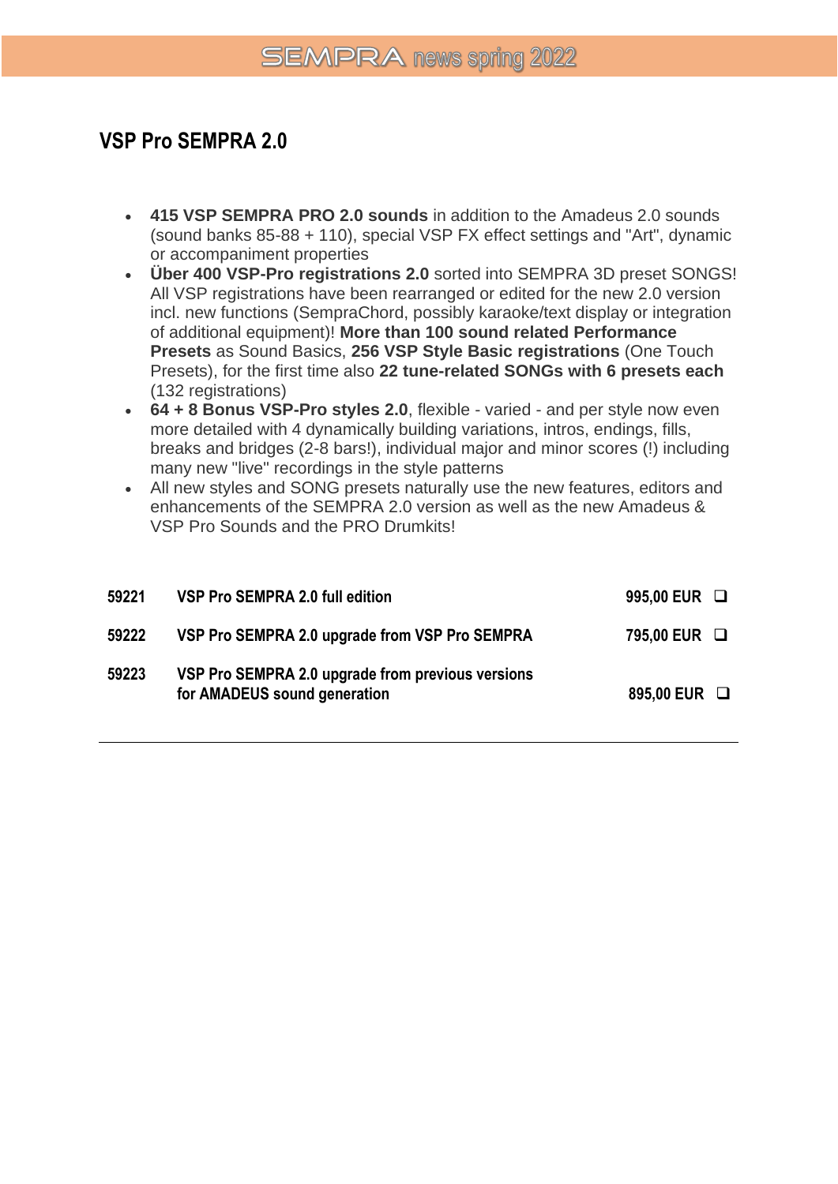## VSP Pro SEMPRA 2.0

- **415 VSP SEMPRA PRO 2.0 sounds** in addition to the Amadeus 2.0 sounds (sound banks 85-88 + 110), special VSP FX effect settings and "Art", dynamic or accompaniment properties
- **Über 400 VSP-Pro registrations 2.0** sorted into SEMPRA 3D preset SONGS! All VSP registrations have been rearranged or edited for the new 2.0 version incl. new functions (SempraChord, possibly karaoke/text display or integration of additional equipment)! **More than 100 sound related Performance Presets** as Sound Basics, **256 VSP Style Basic registrations** (One Touch Presets), for the first time also **22 tune-related SONGs with 6 presets each** (132 registrations)
- **64 + 8 Bonus VSP-Pro styles 2.0**, flexible - varied - and per style now even more detailed with 4 dynamically building variations, intros, endings, fills, breaks and bridges (2-8 bars!), individual major and minor scores (!) including many new "live" recordings in the style patterns
- All new styles and SONG presets naturally use the new features, editors and enhancements of the SEMPRA 2.0 version as well as the new Amadeus & VSP Pro Sounds and the PRO Drumkits!

| | | |
|---|---|---|
| **59221** | **VSP Pro SEMPRA 2.0 full edition** | **995,00 EUR** ❑ |
| **59222** | **VSP Pro SEMPRA 2.0 upgrade from VSP Pro SEMPRA** | **795,00 EUR** ❑ |
| **59223** | **VSP Pro SEMPRA 2.0 upgrade from previous versions for AMADEUS sound generation** | **895,00 EUR** ❑ |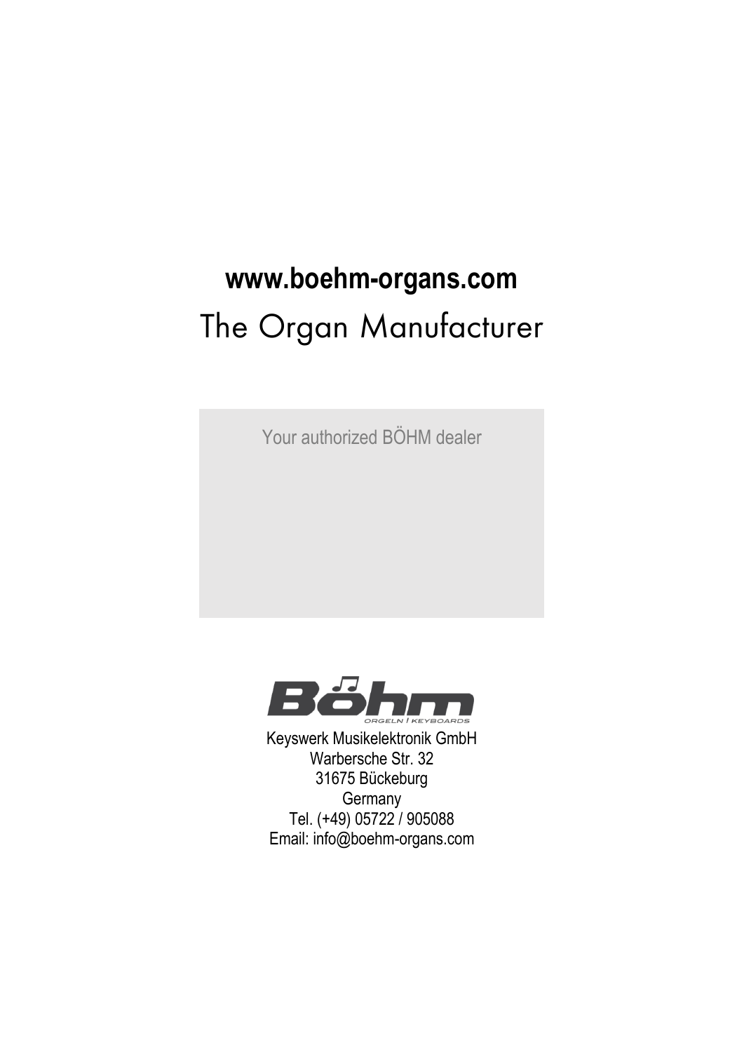**www.boehm-organs.com**

The Organ Manufacturer

Your authorized BÖHM dealer

Böhm
ORGELN | KEYBOARDS

Keyswerk Musikelektronik GmbH
Warbersche Str. 32
31675 Bückeburg
Germany
Tel. (+49) 05722 / 905088
Email: info@boehm-organs.com